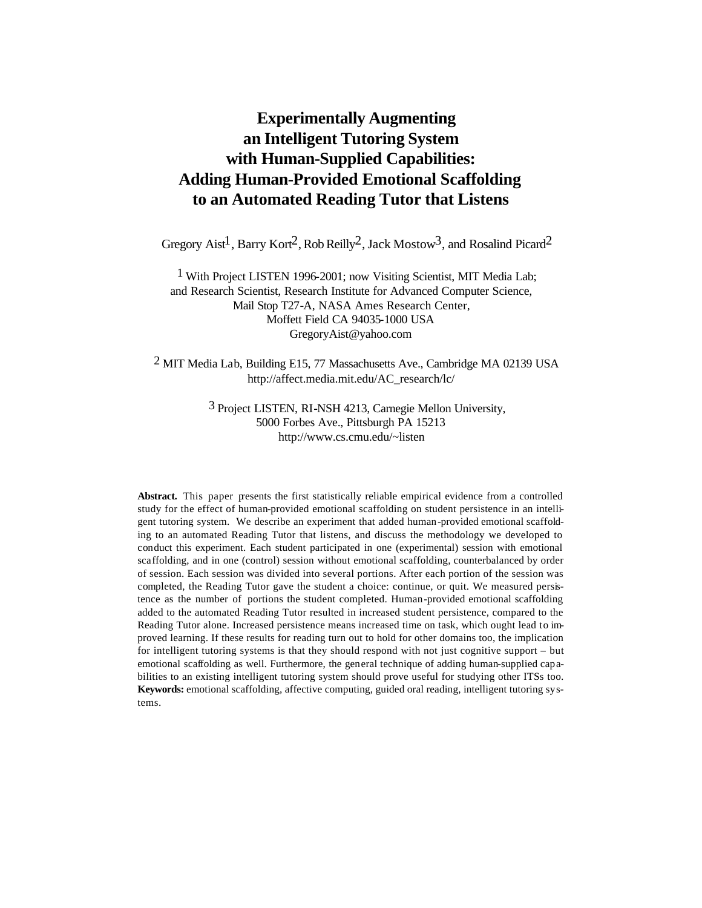# Experimentally Augmenting an Intelligent Tutoring System with Human-Supplied Capabilities: Adding Human-Provided Emotional Scaffolding to an Automated Reading Tutor that Listens

Gregory Aist[1], Barry Kort[2], Rob Reilly[2], Jack Mostow[3], and Rosalind Picard[2]

[1] With Project LISTEN 1996-2001; now Visiting Scientist, MIT Media Lab; and Research Scientist, Research Institute for Advanced Computer Science, Mail Stop T27-A, NASA Ames Research Center, Moffett Field CA 94035-1000 USA
GregoryAist@yahoo.com

[2] MIT Media Lab, Building E15, 77 Massachusetts Ave., Cambridge MA 02139 USA
http://affect.media.mit.edu/AC_research/lc/

[3] Project LISTEN, RI-NSH 4213, Carnegie Mellon University, 5000 Forbes Ave., Pittsburgh PA 15213
http://www.cs.cmu.edu/~listen

**Abstract.** This paper presents the first statistically reliable empirical evidence from a controlled study for the effect of human-provided emotional scaffolding on student persistence in an intelligent tutoring system. We describe an experiment that added human-provided emotional scaffolding to an automated Reading Tutor that listens, and discuss the methodology we developed to conduct this experiment. Each student participated in one (experimental) session with emotional scaffolding, and in one (control) session without emotional scaffolding, counterbalanced by order of session. Each session was divided into several portions. After each portion of the session was completed, the Reading Tutor gave the student a choice: continue, or quit. We measured persistence as the number of portions the student completed. Human-provided emotional scaffolding added to the automated Reading Tutor resulted in increased student persistence, compared to the Reading Tutor alone. Increased persistence means increased time on task, which ought lead to improved learning. If these results for reading turn out to hold for other domains too, the implication for intelligent tutoring systems is that they should respond with not just cognitive support – but emotional scaffolding as well. Furthermore, the general technique of adding human-supplied capabilities to an existing intelligent tutoring system should prove useful for studying other ITSs too.
**Keywords:** emotional scaffolding, affective computing, guided oral reading, intelligent tutoring systems.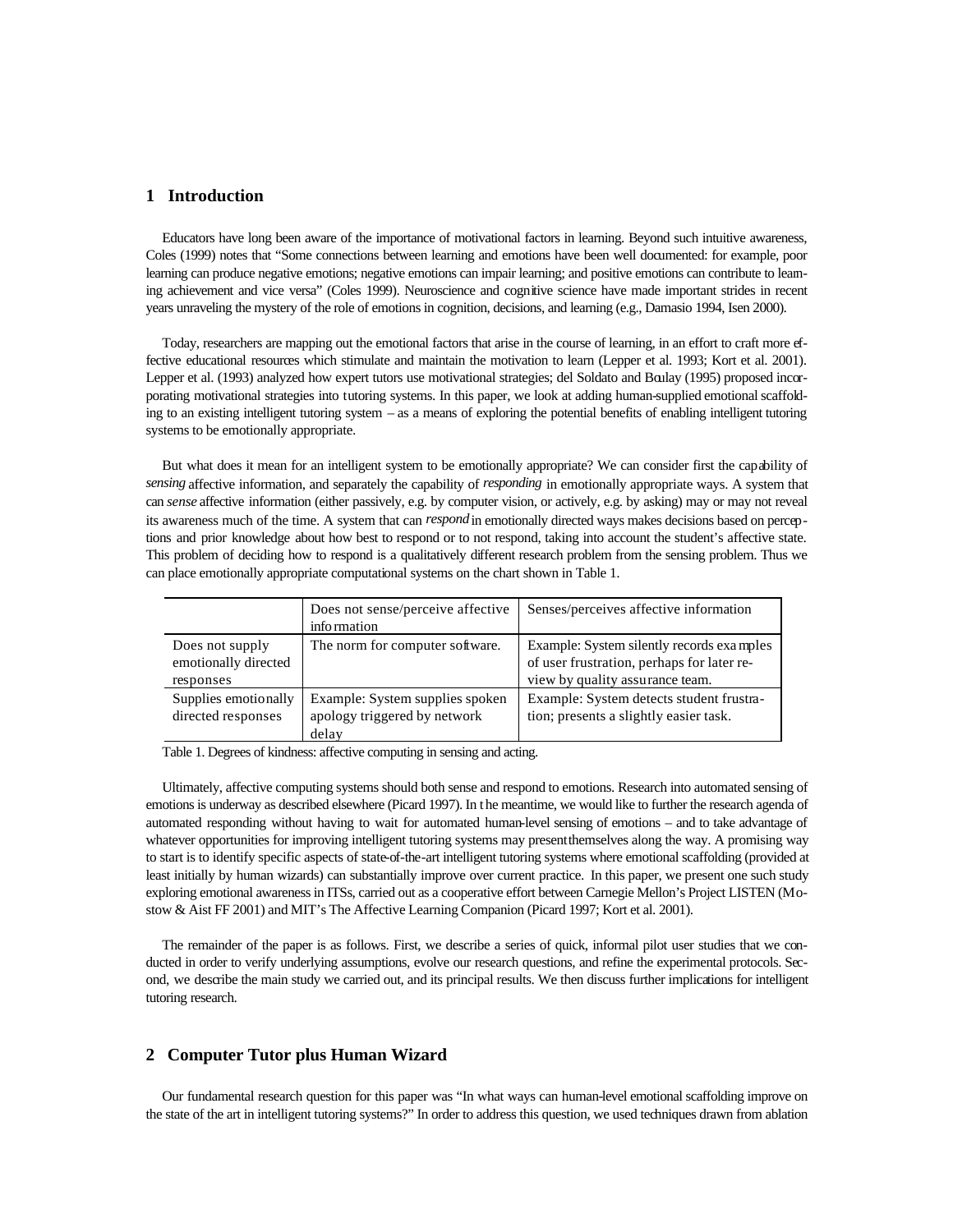## 1 Introduction

Educators have long been aware of the importance of motivational factors in learning. Beyond such intuitive awareness, Coles (1999) notes that "Some connections between learning and emotions have been well documented: for example, poor learning can produce negative emotions; negative emotions can impair learning; and positive emotions can contribute to learning achievement and vice versa" (Coles 1999). Neuroscience and cognitive science have made important strides in recent years unraveling the mystery of the role of emotions in cognition, decisions, and learning (e.g., Damasio 1994, Isen 2000).

Today, researchers are mapping out the emotional factors that arise in the course of learning, in an effort to craft more effective educational resources which stimulate and maintain the motivation to learn (Lepper et al. 1993; Kort et al. 2001). Lepper et al. (1993) analyzed how expert tutors use motivational strategies; del Soldato and Boulay (1995) proposed incorporating motivational strategies into tutoring systems. In this paper, we look at adding human-supplied emotional scaffolding to an existing intelligent tutoring system – as a means of exploring the potential benefits of enabling intelligent tutoring systems to be emotionally appropriate.

But what does it mean for an intelligent system to be emotionally appropriate? We can consider first the capability of *sensing* affective information, and separately the capability of *responding* in emotionally appropriate ways. A system that can *sense* affective information (either passively, e.g. by computer vision, or actively, e.g. by asking) may or may not reveal its awareness much of the time. A system that can *respond* in emotionally directed ways makes decisions based on perceptions and prior knowledge about how best to respond or to not respond, taking into account the student's affective state. This problem of deciding how to respond is a qualitatively different research problem from the sensing problem. Thus we can place emotionally appropriate computational systems on the chart shown in Table 1.

| | Does not sense/perceive affective information | Senses/perceives affective information |
|---|---|---|
| Does not supply emotionally directed responses | The norm for computer software. | Example: System silently records examples of user frustration, perhaps for later review by quality assurance team. |
| Supplies emotionally directed responses | Example: System supplies spoken apology triggered by network delay | Example: System detects student frustration; presents a slightly easier task. |

Table 1. Degrees of kindness: affective computing in sensing and acting.

Ultimately, affective computing systems should both sense and respond to emotions. Research into automated sensing of emotions is underway as described elsewhere (Picard 1997). In the meantime, we would like to further the research agenda of automated responding without having to wait for automated human-level sensing of emotions – and to take advantage of whatever opportunities for improving intelligent tutoring systems may present themselves along the way. A promising way to start is to identify specific aspects of state-of-the-art intelligent tutoring systems where emotional scaffolding (provided at least initially by human wizards) can substantially improve over current practice. In this paper, we present one such study exploring emotional awareness in ITSs, carried out as a cooperative effort between Carnegie Mellon's Project LISTEN (Mostow & Aist FF 2001) and MIT's The Affective Learning Companion (Picard 1997; Kort et al. 2001).

The remainder of the paper is as follows. First, we describe a series of quick, informal pilot user studies that we conducted in order to verify underlying assumptions, evolve our research questions, and refine the experimental protocols. Second, we describe the main study we carried out, and its principal results. We then discuss further implications for intelligent tutoring research.

## 2 Computer Tutor plus Human Wizard

Our fundamental research question for this paper was "In what ways can human-level emotional scaffolding improve on the state of the art in intelligent tutoring systems?" In order to address this question, we used techniques drawn from ablation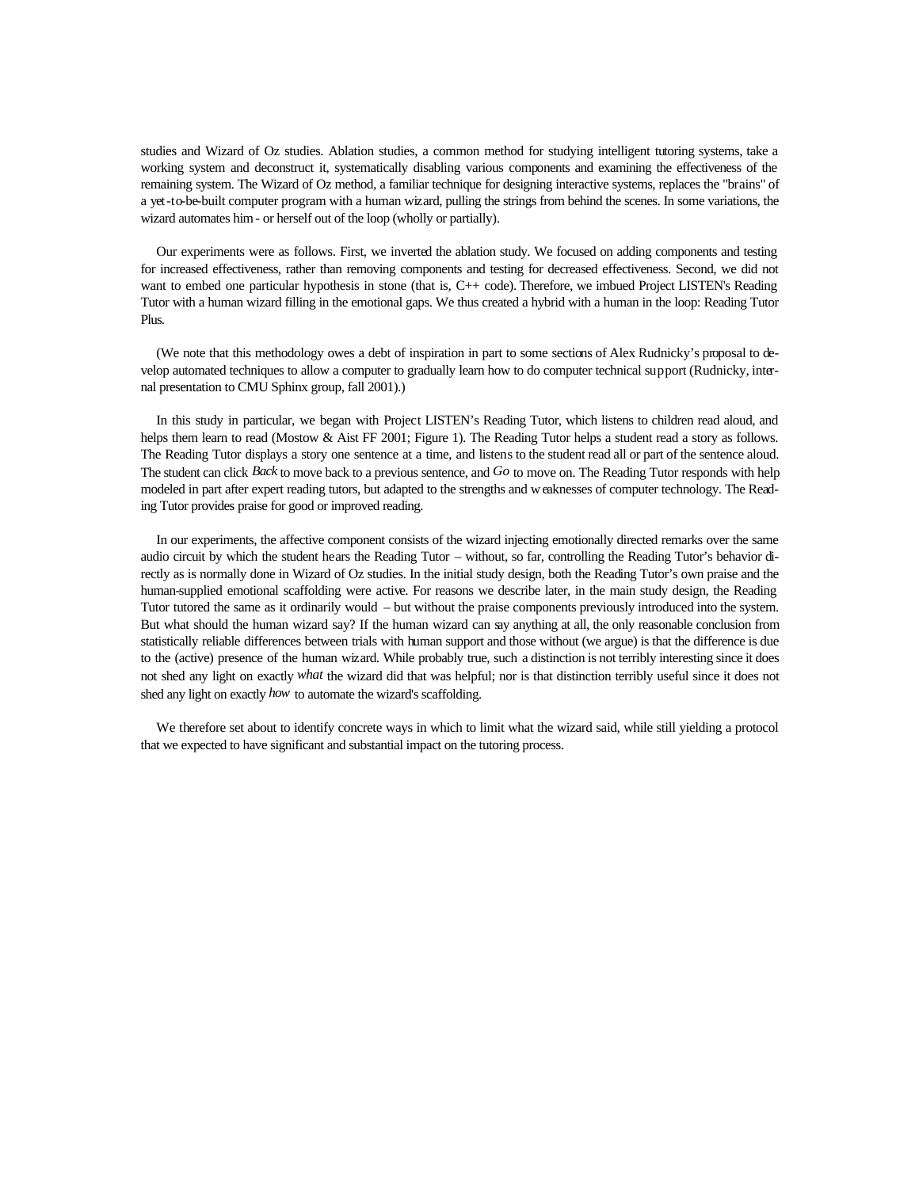studies and Wizard of Oz studies. Ablation studies, a common method for studying intelligent tutoring systems, take a working system and deconstruct it, systematically disabling various components and examining the effectiveness of the remaining system. The Wizard of Oz method, a familiar technique for designing interactive systems, replaces the "brains" of a yet-to-be-built computer program with a human wizard, pulling the strings from behind the scenes. In some variations, the wizard automates him- or herself out of the loop (wholly or partially).

Our experiments were as follows. First, we inverted the ablation study. We focused on adding components and testing for increased effectiveness, rather than removing components and testing for decreased effectiveness. Second, we did not want to embed one particular hypothesis in stone (that is, C++ code). Therefore, we imbued Project LISTEN's Reading Tutor with a human wizard filling in the emotional gaps. We thus created a hybrid with a human in the loop: Reading Tutor Plus.

(We note that this methodology owes a debt of inspiration in part to some sections of Alex Rudnicky's proposal to develop automated techniques to allow a computer to gradually learn how to do computer technical support (Rudnicky, internal presentation to CMU Sphinx group, fall 2001).)

In this study in particular, we began with Project LISTEN's Reading Tutor, which listens to children read aloud, and helps them learn to read (Mostow & Aist FF 2001; Figure 1). The Reading Tutor helps a student read a story as follows. The Reading Tutor displays a story one sentence at a time, and listens to the student read all or part of the sentence aloud. The student can click *Back* to move back to a previous sentence, and *Go* to move on. The Reading Tutor responds with help modeled in part after expert reading tutors, but adapted to the strengths and weaknesses of computer technology. The Reading Tutor provides praise for good or improved reading.

In our experiments, the affective component consists of the wizard injecting emotionally directed remarks over the same audio circuit by which the student hears the Reading Tutor – without, so far, controlling the Reading Tutor's behavior directly as is normally done in Wizard of Oz studies. In the initial study design, both the Reading Tutor's own praise and the human-supplied emotional scaffolding were active. For reasons we describe later, in the main study design, the Reading Tutor tutored the same as it ordinarily would – but without the praise components previously introduced into the system. But what should the human wizard say? If the human wizard can say anything at all, the only reasonable conclusion from statistically reliable differences between trials with human support and those without (we argue) is that the difference is due to the (active) presence of the human wizard. While probably true, such a distinction is not terribly interesting since it does not shed any light on exactly *what* the wizard did that was helpful; nor is that distinction terribly useful since it does not shed any light on exactly *how* to automate the wizard's scaffolding.

We therefore set about to identify concrete ways in which to limit what the wizard said, while still yielding a protocol that we expected to have significant and substantial impact on the tutoring process.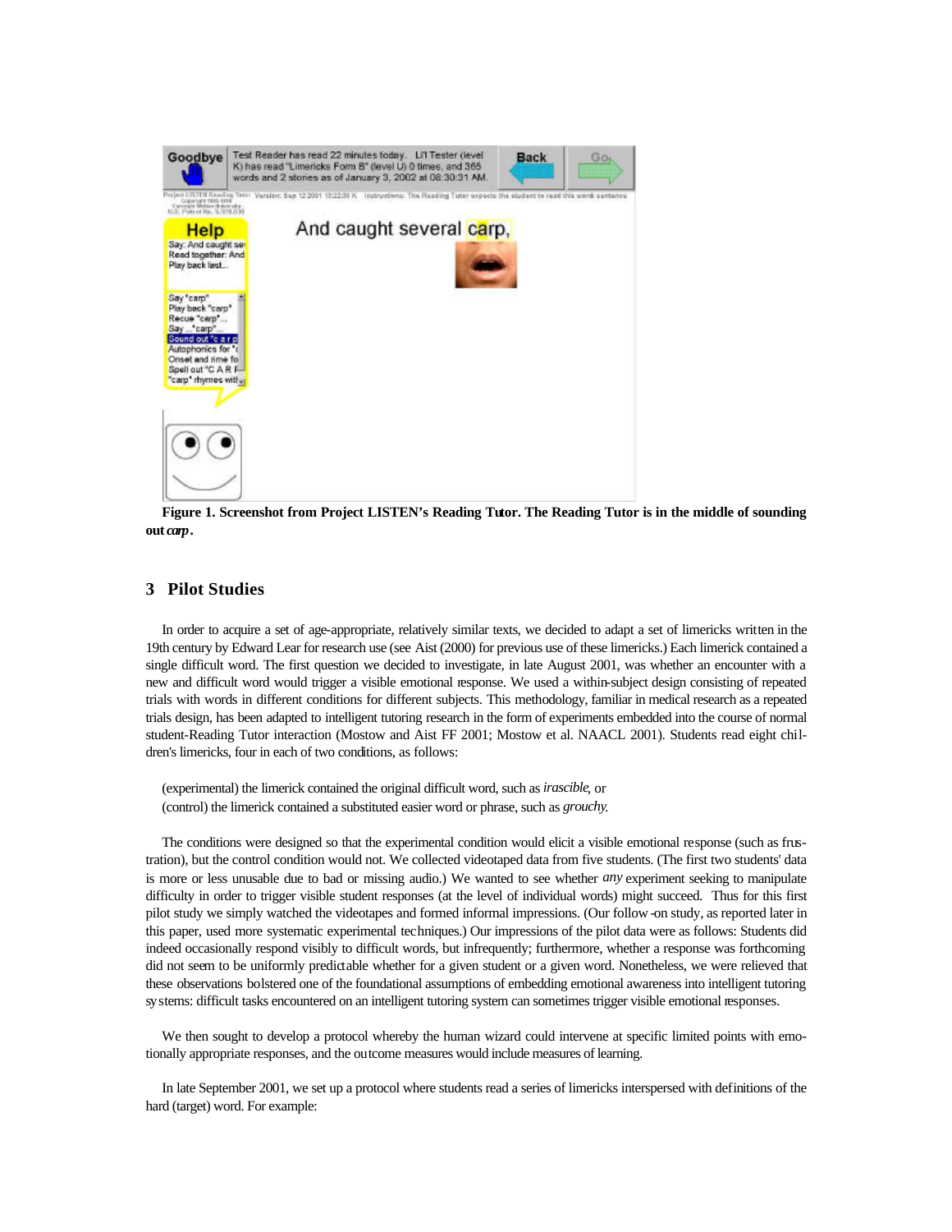**Figure 1. Screenshot from Project LISTEN's Reading Tutor. The Reading Tutor is in the middle of sounding out *carp*.**

## 3 Pilot Studies

In order to acquire a set of age-appropriate, relatively similar texts, we decided to adapt a set of limericks written in the 19th century by Edward Lear for research use (see Aist (2000) for previous use of these limericks.) Each limerick contained a single difficult word. The first question we decided to investigate, in late August 2001, was whether an encounter with a new and difficult word would trigger a visible emotional response. We used a within-subject design consisting of repeated trials with words in different conditions for different subjects. This methodology, familiar in medical research as a repeated trials design, has been adapted to intelligent tutoring research in the form of experiments embedded into the course of normal student-Reading Tutor interaction (Mostow and Aist FF 2001; Mostow et al. NAACL 2001). Students read eight children's limericks, four in each of two conditions, as follows:

(experimental) the limerick contained the original difficult word, such as *irascible*, or
(control) the limerick contained a substituted easier word or phrase, such as *grouchy*.

The conditions were designed so that the experimental condition would elicit a visible emotional response (such as frustration), but the control condition would not. We collected videotaped data from five students. (The first two students' data is more or less unusable due to bad or missing audio.) We wanted to see whether *any* experiment seeking to manipulate difficulty in order to trigger visible student responses (at the level of individual words) might succeed. Thus for this first pilot study we simply watched the videotapes and formed informal impressions. (Our follow-on study, as reported later in this paper, used more systematic experimental techniques.) Our impressions of the pilot data were as follows: Students did indeed occasionally respond visibly to difficult words, but infrequently; furthermore, whether a response was forthcoming did not seem to be uniformly predictable whether for a given student or a given word. Nonetheless, we were relieved that these observations bolstered one of the foundational assumptions of embedding emotional awareness into intelligent tutoring systems: difficult tasks encountered on an intelligent tutoring system can sometimes trigger visible emotional responses.

We then sought to develop a protocol whereby the human wizard could intervene at specific limited points with emotionally appropriate responses, and the outcome measures would include measures of learning.

In late September 2001, we set up a protocol where students read a series of limericks interspersed with definitions of the hard (target) word. For example: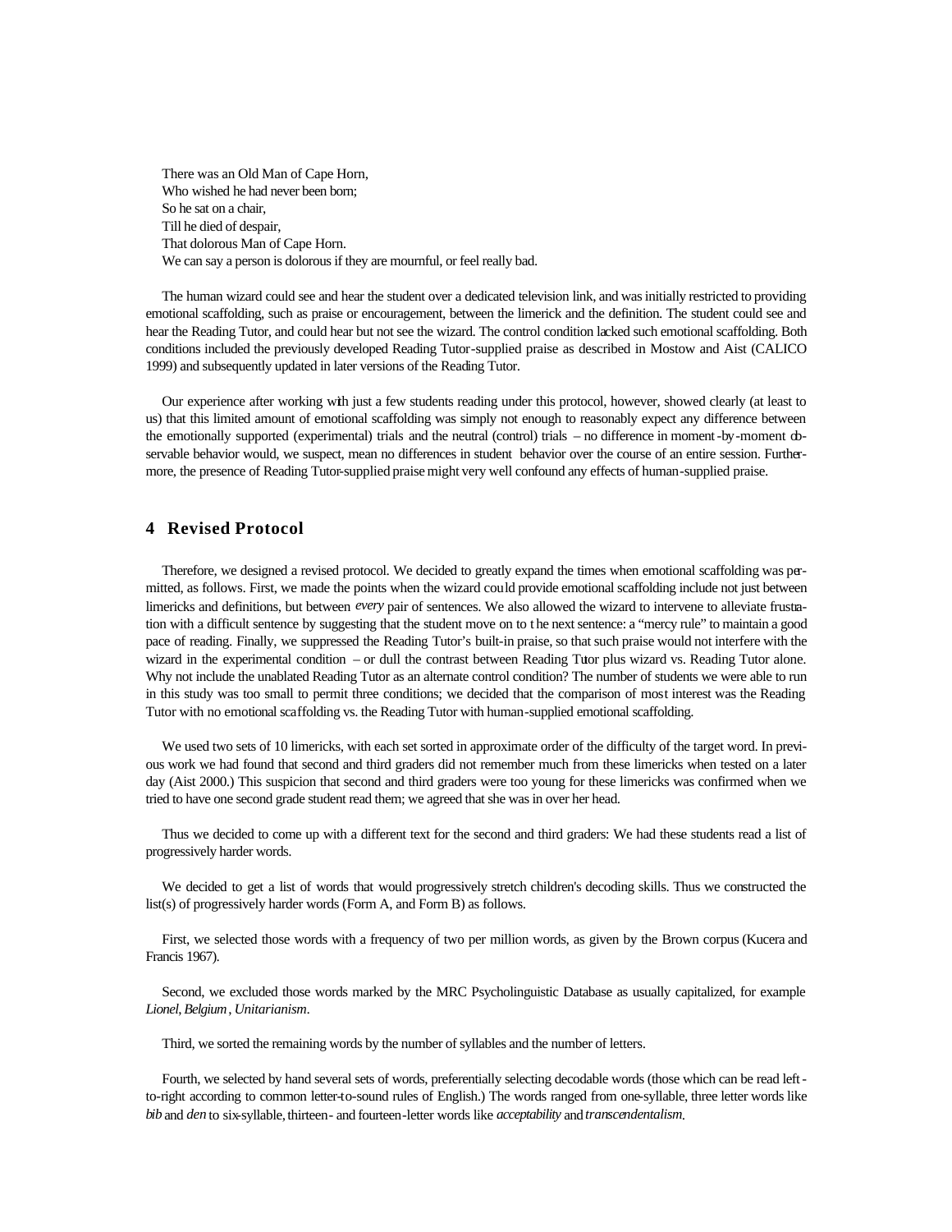There was an Old Man of Cape Horn,
Who wished he had never been born;
So he sat on a chair,
Till he died of despair,
That dolorous Man of Cape Horn.
We can say a person is dolorous if they are mournful, or feel really bad.

The human wizard could see and hear the student over a dedicated television link, and was initially restricted to providing emotional scaffolding, such as praise or encouragement, between the limerick and the definition. The student could see and hear the Reading Tutor, and could hear but not see the wizard. The control condition lacked such emotional scaffolding. Both conditions included the previously developed Reading Tutor-supplied praise as described in Mostow and Aist (CALICO 1999) and subsequently updated in later versions of the Reading Tutor.

Our experience after working with just a few students reading under this protocol, however, showed clearly (at least to us) that this limited amount of emotional scaffolding was simply not enough to reasonably expect any difference between the emotionally supported (experimental) trials and the neutral (control) trials – no difference in moment-by-moment observable behavior would, we suspect, mean no differences in student behavior over the course of an entire session. Furthermore, the presence of Reading Tutor-supplied praise might very well confound any effects of human-supplied praise.

## 4 Revised Protocol

Therefore, we designed a revised protocol. We decided to greatly expand the times when emotional scaffolding was permitted, as follows. First, we made the points when the wizard could provide emotional scaffolding include not just between limericks and definitions, but between *every* pair of sentences. We also allowed the wizard to intervene to alleviate frustration with a difficult sentence by suggesting that the student move on to the next sentence: a "mercy rule" to maintain a good pace of reading. Finally, we suppressed the Reading Tutor's built-in praise, so that such praise would not interfere with the wizard in the experimental condition – or dull the contrast between Reading Tutor plus wizard vs. Reading Tutor alone. Why not include the unablated Reading Tutor as an alternate control condition? The number of students we were able to run in this study was too small to permit three conditions; we decided that the comparison of most interest was the Reading Tutor with no emotional scaffolding vs. the Reading Tutor with human-supplied emotional scaffolding.

We used two sets of 10 limericks, with each set sorted in approximate order of the difficulty of the target word. In previous work we had found that second and third graders did not remember much from these limericks when tested on a later day (Aist 2000.) This suspicion that second and third graders were too young for these limericks was confirmed when we tried to have one second grade student read them; we agreed that she was in over her head.

Thus we decided to come up with a different text for the second and third graders: We had these students read a list of progressively harder words.

We decided to get a list of words that would progressively stretch children's decoding skills. Thus we constructed the list(s) of progressively harder words (Form A, and Form B) as follows.

First, we selected those words with a frequency of two per million words, as given by the Brown corpus (Kucera and Francis 1967).

Second, we excluded those words marked by the MRC Psycholinguistic Database as usually capitalized, for example *Lionel*, *Belgium*, *Unitarianism*.

Third, we sorted the remaining words by the number of syllables and the number of letters.

Fourth, we selected by hand several sets of words, preferentially selecting decodable words (those which can be read left-to-right according to common letter-to-sound rules of English.) The words ranged from one-syllable, three letter words like *bib* and *den* to six-syllable, thirteen- and fourteen-letter words like *acceptability* and *transcendentalism*.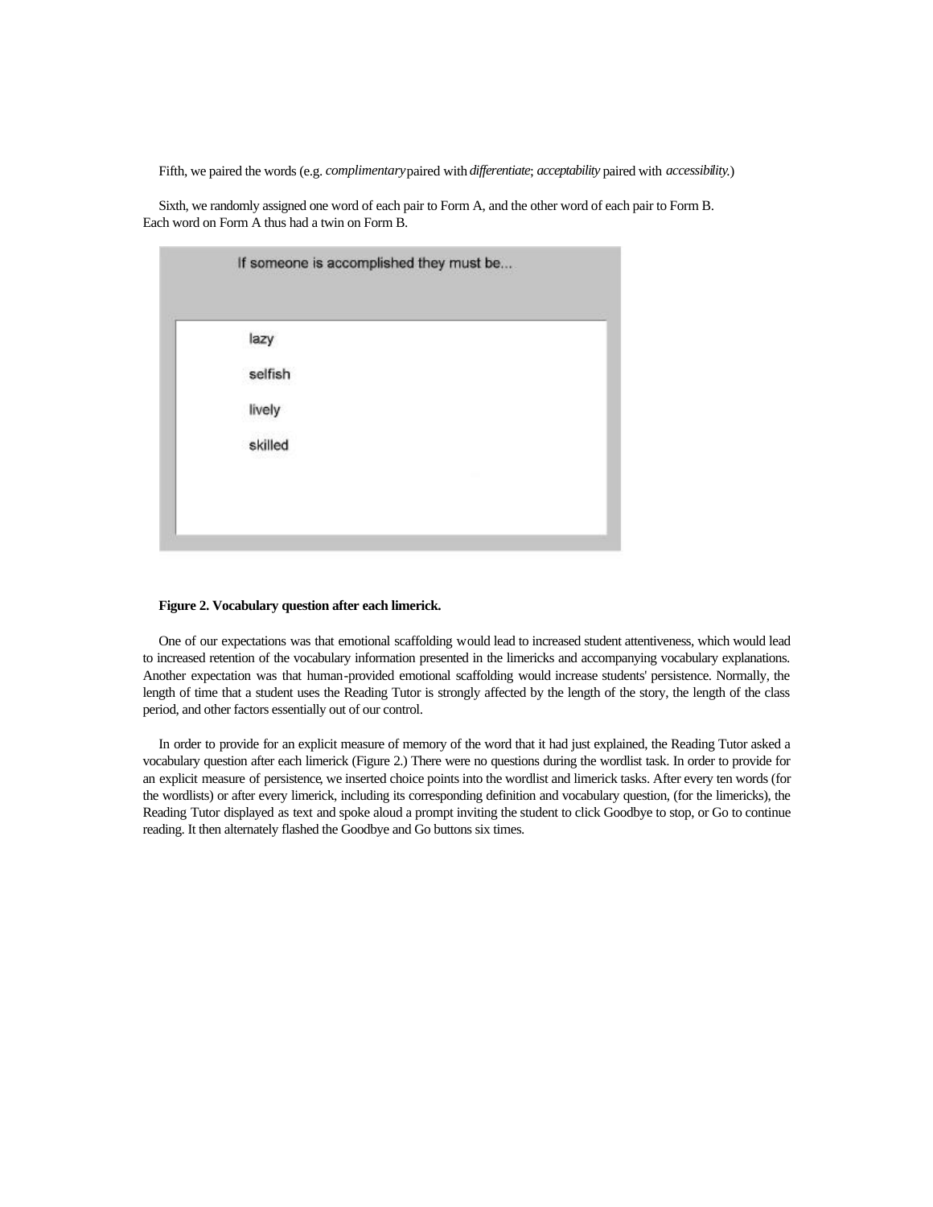Fifth, we paired the words (e.g. *complimentary* paired with *differentiate*; *acceptability* paired with *accessibility*.)

Sixth, we randomly assigned one word of each pair to Form A, and the other word of each pair to Form B. Each word on Form A thus had a twin on Form B.

If someone is accomplished they must be...

lazy

selfish

lively

skilled

**Figure 2. Vocabulary question after each limerick.**

One of our expectations was that emotional scaffolding would lead to increased student attentiveness, which would lead to increased retention of the vocabulary information presented in the limericks and accompanying vocabulary explanations. Another expectation was that human-provided emotional scaffolding would increase students' persistence. Normally, the length of time that a student uses the Reading Tutor is strongly affected by the length of the story, the length of the class period, and other factors essentially out of our control.

In order to provide for an explicit measure of memory of the word that it had just explained, the Reading Tutor asked a vocabulary question after each limerick (Figure 2.) There were no questions during the wordlist task. In order to provide for an explicit measure of persistence, we inserted choice points into the wordlist and limerick tasks. After every ten words (for the wordlists) or after every limerick, including its corresponding definition and vocabulary question, (for the limericks), the Reading Tutor displayed as text and spoke aloud a prompt inviting the student to click Goodbye to stop, or Go to continue reading. It then alternately flashed the Goodbye and Go buttons six times.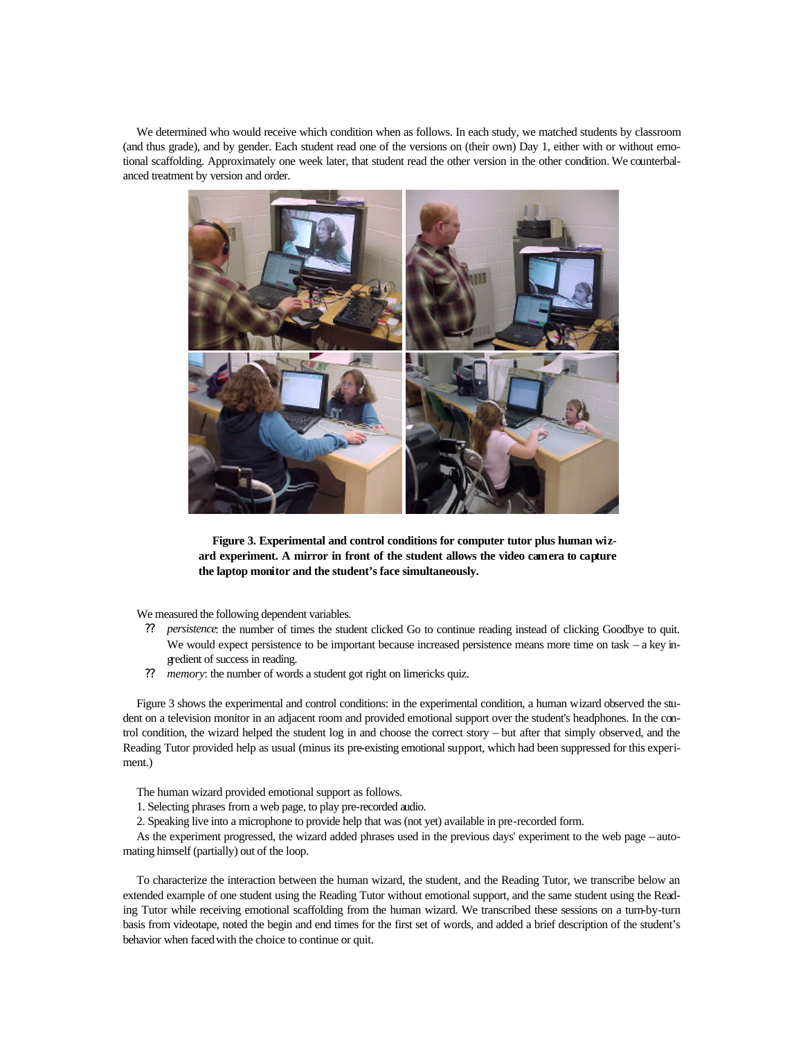We determined who would receive which condition when as follows. In each study, we matched students by classroom (and thus grade), and by gender. Each student read one of the versions on (their own) Day 1, either with or without emotional scaffolding. Approximately one week later, that student read the other version in the other condition. We counterbalanced treatment by version and order.

**Figure 3. Experimental and control conditions for computer tutor plus human wizard experiment. A mirror in front of the student allows the video camera to capture the laptop monitor and the student's face simultaneously.**

We measured the following dependent variables.

- *persistence*: the number of times the student clicked Go to continue reading instead of clicking Goodbye to quit. We would expect persistence to be important because increased persistence means more time on task – a key ingredient of success in reading.
- *memory*: the number of words a student got right on limericks quiz.

Figure 3 shows the experimental and control conditions: in the experimental condition, a human wizard observed the student on a television monitor in an adjacent room and provided emotional support over the student's headphones. In the control condition, the wizard helped the student log in and choose the correct story – but after that simply observed, and the Reading Tutor provided help as usual (minus its pre-existing emotional support, which had been suppressed for this experiment.)

The human wizard provided emotional support as follows.

1. Selecting phrases from a web page, to play pre-recorded audio.
2. Speaking live into a microphone to provide help that was (not yet) available in pre-recorded form.

As the experiment progressed, the wizard added phrases used in the previous days' experiment to the web page – automating himself (partially) out of the loop.

To characterize the interaction between the human wizard, the student, and the Reading Tutor, we transcribe below an extended example of one student using the Reading Tutor without emotional support, and the same student using the Reading Tutor while receiving emotional scaffolding from the human wizard. We transcribed these sessions on a turn-by-turn basis from videotape, noted the begin and end times for the first set of words, and added a brief description of the student's behavior when faced with the choice to continue or quit.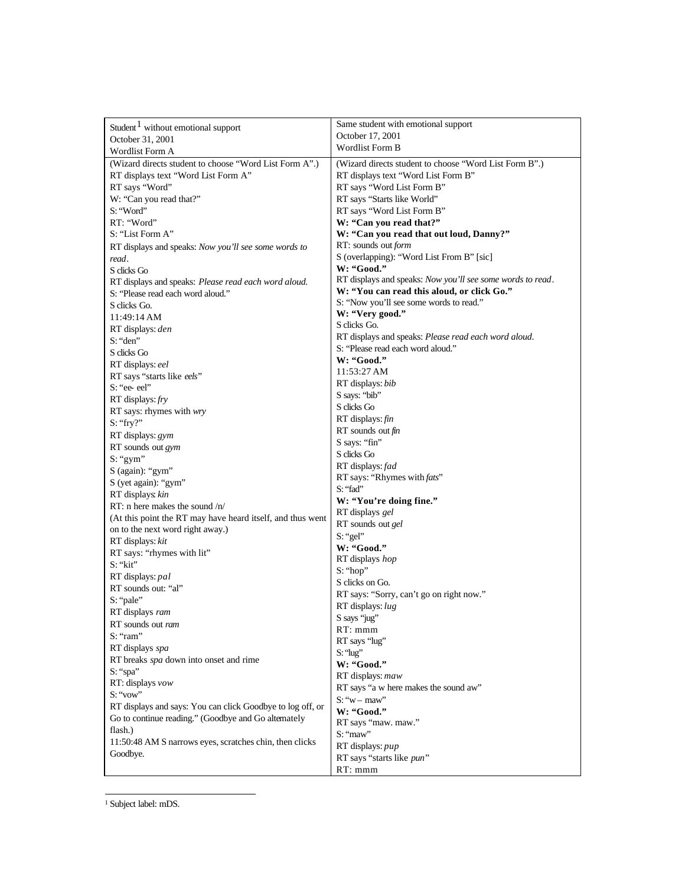| Student[1] without emotional support<br>October 31, 2001<br>Wordlist Form A | Same student with emotional support<br>October 17, 2001<br>Wordlist Form B |
| --- | --- |
| (Wizard directs student to choose "Word List Form A".)<br>RT displays text "Word List Form A"<br>RT says "Word"<br>W: "Can you read that?"<br>S: "Word"<br>RT: "Word"<br>S: "List Form A"<br>RT displays and speaks: *Now you'll see some words to read*.<br>S clicks Go<br>RT displays and speaks: *Please read each word aloud.*<br>S: "Please read each word aloud."<br>S clicks Go.<br>11:49:14 AM<br>RT displays: *den*<br>S: "den"<br>S clicks Go<br>RT displays: *eel*<br>RT says "starts like *eels*"<br>S: "ee- eel"<br>RT displays: *fry*<br>RT says: rhymes with *wry*<br>S: "fry?"<br>RT displays: *gym*<br>RT sounds out *gym*<br>S: "gym"<br>S (again): "gym"<br>S (yet again): "gym"<br>RT displays: *kin*<br>RT: n here makes the sound /n/<br>(At this point the RT may have heard itself, and thus went on to the next word right away.)<br>RT displays: *kit*<br>RT says: "rhymes with lit"<br>S: "kit"<br>RT displays: *pal*<br>RT sounds out: "al"<br>S: "pale"<br>RT displays *ram*<br>RT sounds out *ram*<br>S: "ram"<br>RT displays *spa*<br>RT breaks *spa* down into onset and rime<br>S: "spa"<br>RT: displays *vow*<br>S: "vow"<br>RT displays and says: You can click Goodbye to log off, or Go to continue reading." (Goodbye and Go alternately flash.)<br>11:50:48 AM S narrows eyes, scratches chin, then clicks Goodbye. | (Wizard directs student to choose "Word List Form B".)<br>RT displays text "Word List Form B"<br>RT says "Word List Form B"<br>RT says "Starts like World"<br>RT says "Word List Form B"<br>**W: "Can you read that?"**<br>**W: "Can you read that out loud, Danny?"**<br>RT: sounds out *form*<br>S (overlapping): "Word List From B" [sic]<br>**W: "Good."**<br>RT displays and speaks: *Now you'll see some words to read*.<br>**W: "You can read this aloud, or click Go."**<br>S: "Now you'll see some words to read."<br>**W: "Very good."**<br>S clicks Go.<br>RT displays and speaks: *Please read each word aloud.*<br>S: "Please read each word aloud."<br>**W: "Good."**<br>11:53:27 AM<br>RT displays: *bib*<br>S says: "bib"<br>S clicks Go<br>RT displays: *fin*<br>RT sounds out *fin*<br>S says: "fin"<br>S clicks Go<br>RT displays: *fad*<br>RT says: "Rhymes with *fats*"<br>S: "fad"<br>**W: "You're doing fine."**<br>RT displays *gel*<br>RT sounds out *gel*<br>S: "gel"<br>**W: "Good."**<br>RT displays *hop*<br>S: "hop"<br>S clicks on Go.<br>RT says: "Sorry, can't go on right now."<br>RT displays: *lug*<br>S says "jug"<br>RT: mmm<br>RT says "lug"<br>S: "lug"<br>**W: "Good."**<br>RT displays: *maw*<br>RT says "a w here makes the sound aw"<br>S: "w – maw"<br>**W: "Good."**<br>RT says "maw. maw."<br>S: "maw"<br>RT displays: *pup*<br>RT says "starts like *pun*"<br>RT: mmm |

[1] Subject label: mDS.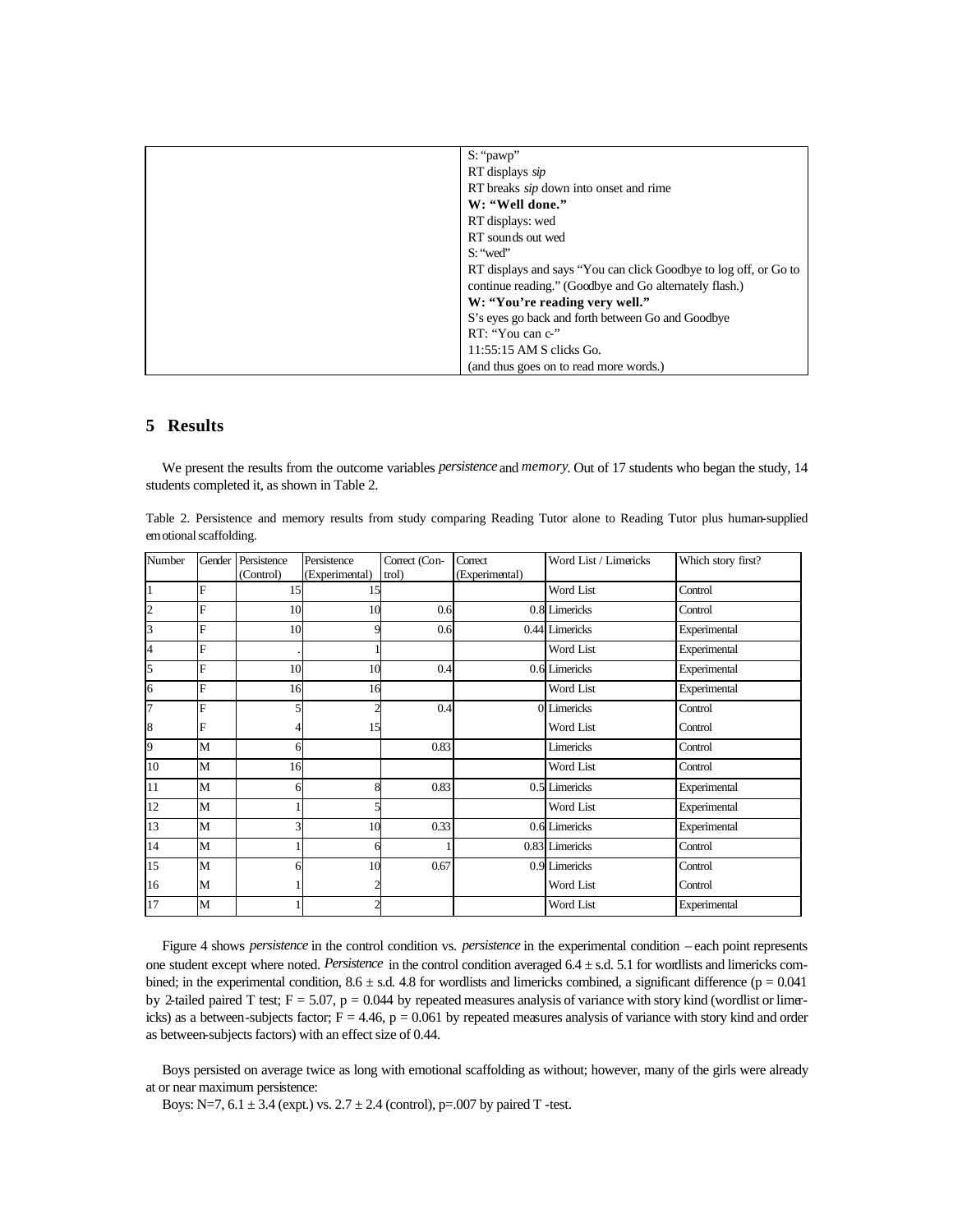| | |
|---|---|
| | S: "pawp" |
| | RT displays *sip* |
| | RT breaks *sip* down into onset and rime |
| | **W: "Well done."** |
| | RT displays: wed |
| | RT sounds out wed |
| | S: "wed" |
| | RT displays and says "You can click Goodbye to log off, or Go to continue reading." (Goodbye and Go alternately flash.) |
| | **W: "You're reading very well."** |
| | S's eyes go back and forth between Go and Goodbye |
| | RT: "You can c-" |
| | 11:55:15 AM S clicks Go. |
| | (and thus goes on to read more words.) |

## 5 Results

We present the results from the outcome variables *persistence* and *memory*. Out of 17 students who began the study, 14 students completed it, as shown in Table 2.

Table 2. Persistence and memory results from study comparing Reading Tutor alone to Reading Tutor plus human-supplied emotional scaffolding.

| Number | Gender | Persistence (Control) | Persistence (Experimental) | Correct (Control) | Correct (Experimental) | Word List / Limericks | Which story first? |
|---|---|---|---|---|---|---|---|
| 1 | F | 15 | 15 | | | Word List | Control |
| 2 | F | 10 | 10 | 0.6 | 0.8 | Limericks | Control |
| 3 | F | 10 | 9 | 0.6 | 0.44 | Limericks | Experimental |
| 4 | F | . | 1 | | | Word List | Experimental |
| 5 | F | 10 | 10 | 0.4 | 0.6 | Limericks | Experimental |
| 6 | F | 16 | 16 | | | Word List | Experimental |
| 7 | F | 5 | 2 | 0.4 | 0 | Limericks | Control |
| 8 | F | 4 | 15 | | | Word List | Control |
| 9 | M | 6 | | 0.83 | | Limericks | Control |
| 10 | M | 16 | | | | Word List | Control |
| 11 | M | 6 | 8 | 0.83 | 0.5 | Limericks | Experimental |
| 12 | M | 1 | 5 | | | Word List | Experimental |
| 13 | M | 3 | 10 | 0.33 | 0.6 | Limericks | Experimental |
| 14 | M | 1 | 6 | 1 | 0.83 | Limericks | Control |
| 15 | M | 6 | 10 | 0.67 | 0.9 | Limericks | Control |
| 16 | M | 1 | 2 | | | Word List | Control |
| 17 | M | 1 | 2 | | | Word List | Experimental |

Figure 4 shows *persistence* in the control condition vs. *persistence* in the experimental condition – each point represents one student except where noted. *Persistence* in the control condition averaged 6.4 ± s.d. 5.1 for wordlists and limericks combined; in the experimental condition, 8.6 ± s.d. 4.8 for wordlists and limericks combined, a significant difference ($p = 0.041$ by 2-tailed paired T test; $F = 5.07$, $p = 0.044$ by repeated measures analysis of variance with story kind (wordlist or limericks) as a between-subjects factor; $F = 4.46$, $p = 0.061$ by repeated measures analysis of variance with story kind and order as between-subjects factors) with an effect size of 0.44.

Boys persisted on average twice as long with emotional scaffolding as without; however, many of the girls were already at or near maximum persistence:

Boys: N=7, 6.1 ± 3.4 (expt.) vs. 2.7 ± 2.4 (control), p=.007 by paired T -test.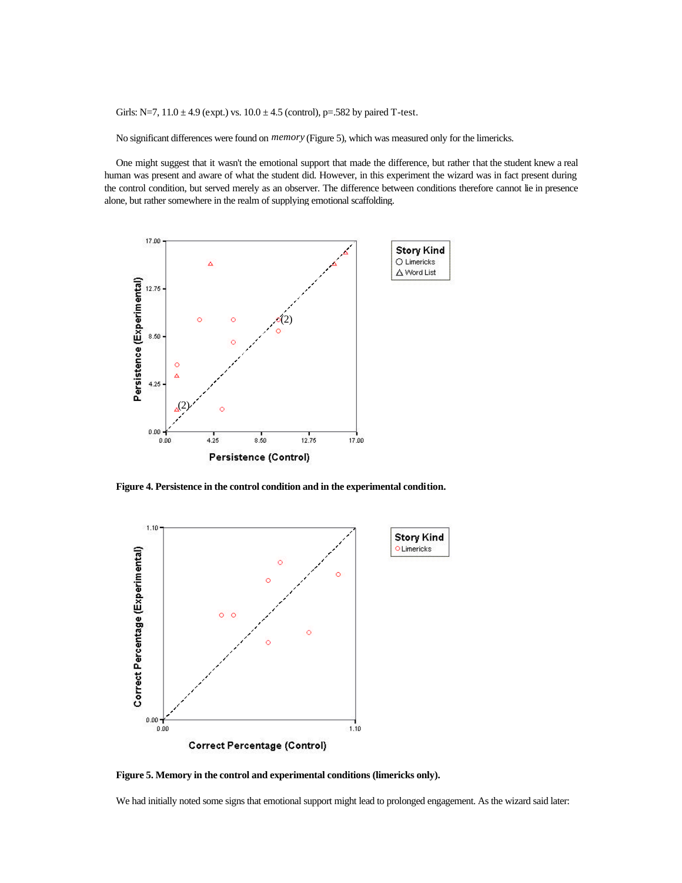Girls: N=7, 11.0 ± 4.9 (expt.) vs. 10.0 ± 4.5 (control), p=.582 by paired T-test.

No significant differences were found on *memory* (Figure 5), which was measured only for the limericks.

One might suggest that it wasn't the emotional support that made the difference, but rather that the student knew a real human was present and aware of what the student did. However, in this experiment the wizard was in fact present during the control condition, but served merely as an observer. The difference between conditions therefore cannot lie in presence alone, but rather somewhere in the realm of supplying emotional scaffolding.

**Figure 4. Persistence in the control condition and in the experimental condition.**

**Figure 5. Memory in the control and experimental conditions (limericks only).**

We had initially noted some signs that emotional support might lead to prolonged engagement. As the wizard said later: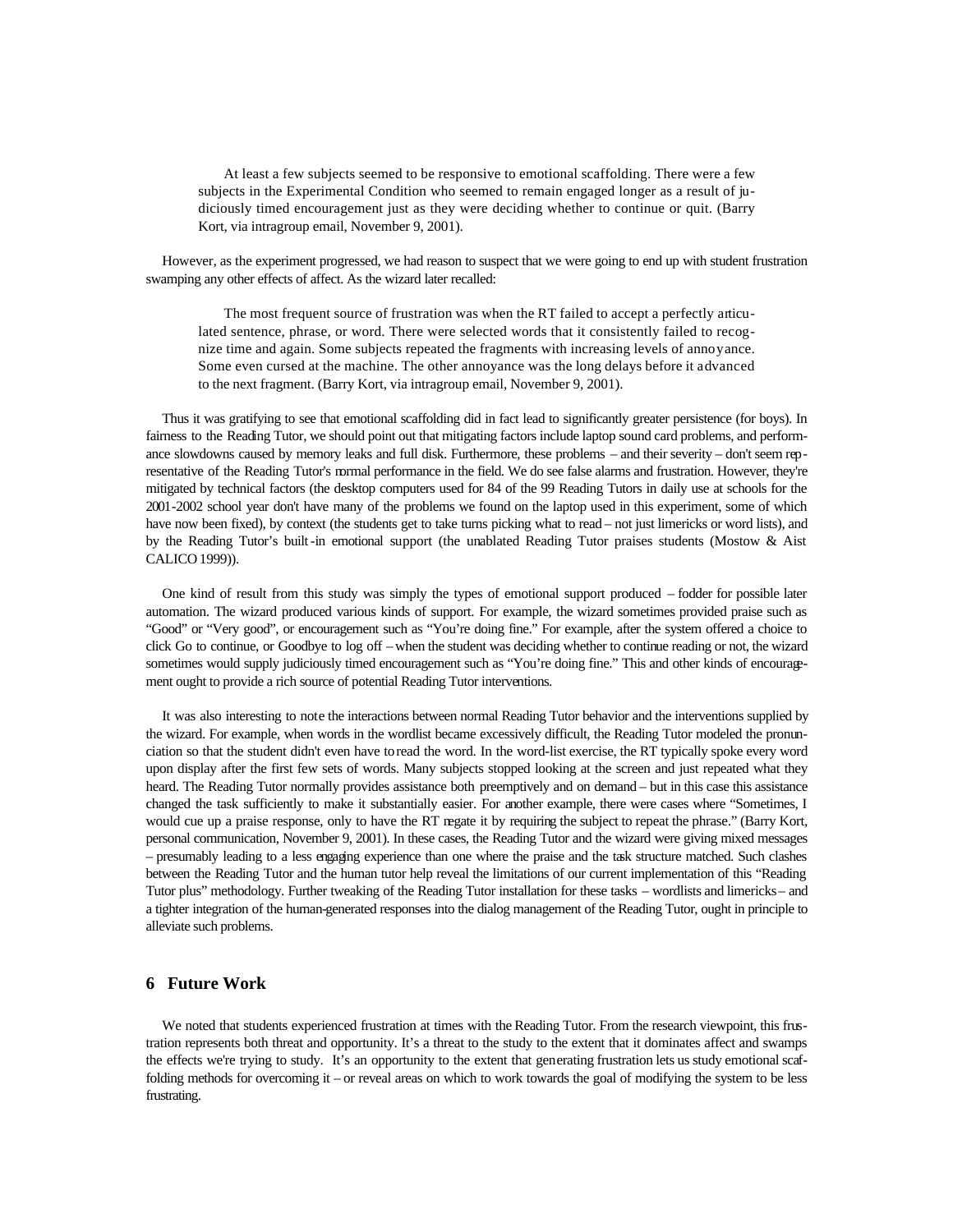> At least a few subjects seemed to be responsive to emotional scaffolding. There were a few subjects in the Experimental Condition who seemed to remain engaged longer as a result of judiciously timed encouragement just as they were deciding whether to continue or quit. (Barry Kort, via intragroup email, November 9, 2001).

However, as the experiment progressed, we had reason to suspect that we were going to end up with student frustration swamping any other effects of affect. As the wizard later recalled:

> The most frequent source of frustration was when the RT failed to accept a perfectly articulated sentence, phrase, or word. There were selected words that it consistently failed to recognize time and again. Some subjects repeated the fragments with increasing levels of annoyance. Some even cursed at the machine. The other annoyance was the long delays before it advanced to the next fragment. (Barry Kort, via intragroup email, November 9, 2001).

Thus it was gratifying to see that emotional scaffolding did in fact lead to significantly greater persistence (for boys). In fairness to the Reading Tutor, we should point out that mitigating factors include laptop sound card problems, and performance slowdowns caused by memory leaks and full disk. Furthermore, these problems – and their severity – don't seem representative of the Reading Tutor's normal performance in the field. We do see false alarms and frustration. However, they're mitigated by technical factors (the desktop computers used for 84 of the 99 Reading Tutors in daily use at schools for the 2001-2002 school year don't have many of the problems we found on the laptop used in this experiment, some of which have now been fixed), by context (the students get to take turns picking what to read – not just limericks or word lists), and by the Reading Tutor's built-in emotional support (the unablated Reading Tutor praises students (Mostow & Aist CALICO 1999)).

One kind of result from this study was simply the types of emotional support produced – fodder for possible later automation. The wizard produced various kinds of support. For example, the wizard sometimes provided praise such as "Good" or "Very good", or encouragement such as "You're doing fine." For example, after the system offered a choice to click Go to continue, or Goodbye to log off – when the student was deciding whether to continue reading or not, the wizard sometimes would supply judiciously timed encouragement such as "You're doing fine." This and other kinds of encouragement ought to provide a rich source of potential Reading Tutor interventions.

It was also interesting to note the interactions between normal Reading Tutor behavior and the interventions supplied by the wizard. For example, when words in the wordlist became excessively difficult, the Reading Tutor modeled the pronunciation so that the student didn't even have to read the word. In the word-list exercise, the RT typically spoke every word upon display after the first few sets of words. Many subjects stopped looking at the screen and just repeated what they heard. The Reading Tutor normally provides assistance both preemptively and on demand – but in this case this assistance changed the task sufficiently to make it substantially easier. For another example, there were cases where "Sometimes, I would cue up a praise response, only to have the RT negate it by requiring the subject to repeat the phrase." (Barry Kort, personal communication, November 9, 2001). In these cases, the Reading Tutor and the wizard were giving mixed messages – presumably leading to a less engaging experience than one where the praise and the task structure matched. Such clashes between the Reading Tutor and the human tutor help reveal the limitations of our current implementation of this "Reading Tutor plus" methodology. Further tweaking of the Reading Tutor installation for these tasks – wordlists and limericks – and a tighter integration of the human-generated responses into the dialog management of the Reading Tutor, ought in principle to alleviate such problems.

## 6 Future Work

We noted that students experienced frustration at times with the Reading Tutor. From the research viewpoint, this frustration represents both threat and opportunity. It's a threat to the study to the extent that it dominates affect and swamps the effects we're trying to study. It's an opportunity to the extent that generating frustration lets us study emotional scaffolding methods for overcoming it – or reveal areas on which to work towards the goal of modifying the system to be less frustrating.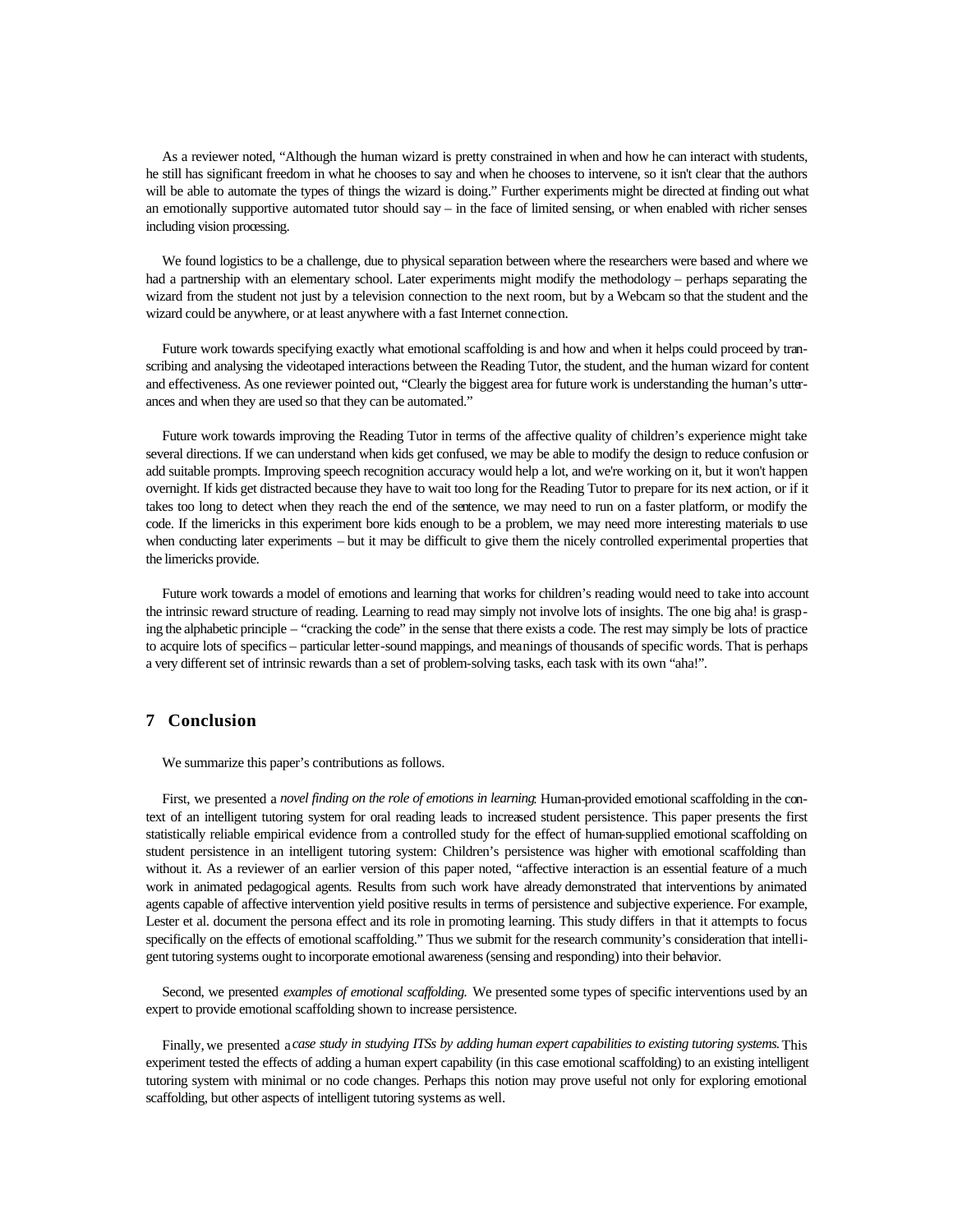As a reviewer noted, "Although the human wizard is pretty constrained in when and how he can interact with students, he still has significant freedom in what he chooses to say and when he chooses to intervene, so it isn't clear that the authors will be able to automate the types of things the wizard is doing." Further experiments might be directed at finding out what an emotionally supportive automated tutor should say – in the face of limited sensing, or when enabled with richer senses including vision processing.

We found logistics to be a challenge, due to physical separation between where the researchers were based and where we had a partnership with an elementary school. Later experiments might modify the methodology – perhaps separating the wizard from the student not just by a television connection to the next room, but by a Webcam so that the student and the wizard could be anywhere, or at least anywhere with a fast Internet connection.

Future work towards specifying exactly what emotional scaffolding is and how and when it helps could proceed by transcribing and analysing the videotaped interactions between the Reading Tutor, the student, and the human wizard for content and effectiveness. As one reviewer pointed out, "Clearly the biggest area for future work is understanding the human's utterances and when they are used so that they can be automated."

Future work towards improving the Reading Tutor in terms of the affective quality of children's experience might take several directions. If we can understand when kids get confused, we may be able to modify the design to reduce confusion or add suitable prompts. Improving speech recognition accuracy would help a lot, and we're working on it, but it won't happen overnight. If kids get distracted because they have to wait too long for the Reading Tutor to prepare for its next action, or if it takes too long to detect when they reach the end of the sentence, we may need to run on a faster platform, or modify the code. If the limericks in this experiment bore kids enough to be a problem, we may need more interesting materials to use when conducting later experiments – but it may be difficult to give them the nicely controlled experimental properties that the limericks provide.

Future work towards a model of emotions and learning that works for children's reading would need to take into account the intrinsic reward structure of reading. Learning to read may simply not involve lots of insights. The one big aha! is grasping the alphabetic principle – "cracking the code" in the sense that there exists a code. The rest may simply be lots of practice to acquire lots of specifics – particular letter-sound mappings, and meanings of thousands of specific words. That is perhaps a very different set of intrinsic rewards than a set of problem-solving tasks, each task with its own "aha!".

## 7 Conclusion

We summarize this paper's contributions as follows.

First, we presented a *novel finding on the role of emotions in learning*: Human-provided emotional scaffolding in the context of an intelligent tutoring system for oral reading leads to increased student persistence. This paper presents the first statistically reliable empirical evidence from a controlled study for the effect of human-supplied emotional scaffolding on student persistence in an intelligent tutoring system: Children's persistence was higher with emotional scaffolding than without it. As a reviewer of an earlier version of this paper noted, "affective interaction is an essential feature of a much work in animated pedagogical agents. Results from such work have already demonstrated that interventions by animated agents capable of affective intervention yield positive results in terms of persistence and subjective experience. For example, Lester et al. document the persona effect and its role in promoting learning. This study differs in that it attempts to focus specifically on the effects of emotional scaffolding." Thus we submit for the research community's consideration that intelligent tutoring systems ought to incorporate emotional awareness (sensing and responding) into their behavior.

Second, we presented *examples of emotional scaffolding.* We presented some types of specific interventions used by an expert to provide emotional scaffolding shown to increase persistence.

Finally, we presented a *case study in studying ITSs by adding human expert capabilities to existing tutoring systems.* This experiment tested the effects of adding a human expert capability (in this case emotional scaffolding) to an existing intelligent tutoring system with minimal or no code changes. Perhaps this notion may prove useful not only for exploring emotional scaffolding, but other aspects of intelligent tutoring systems as well.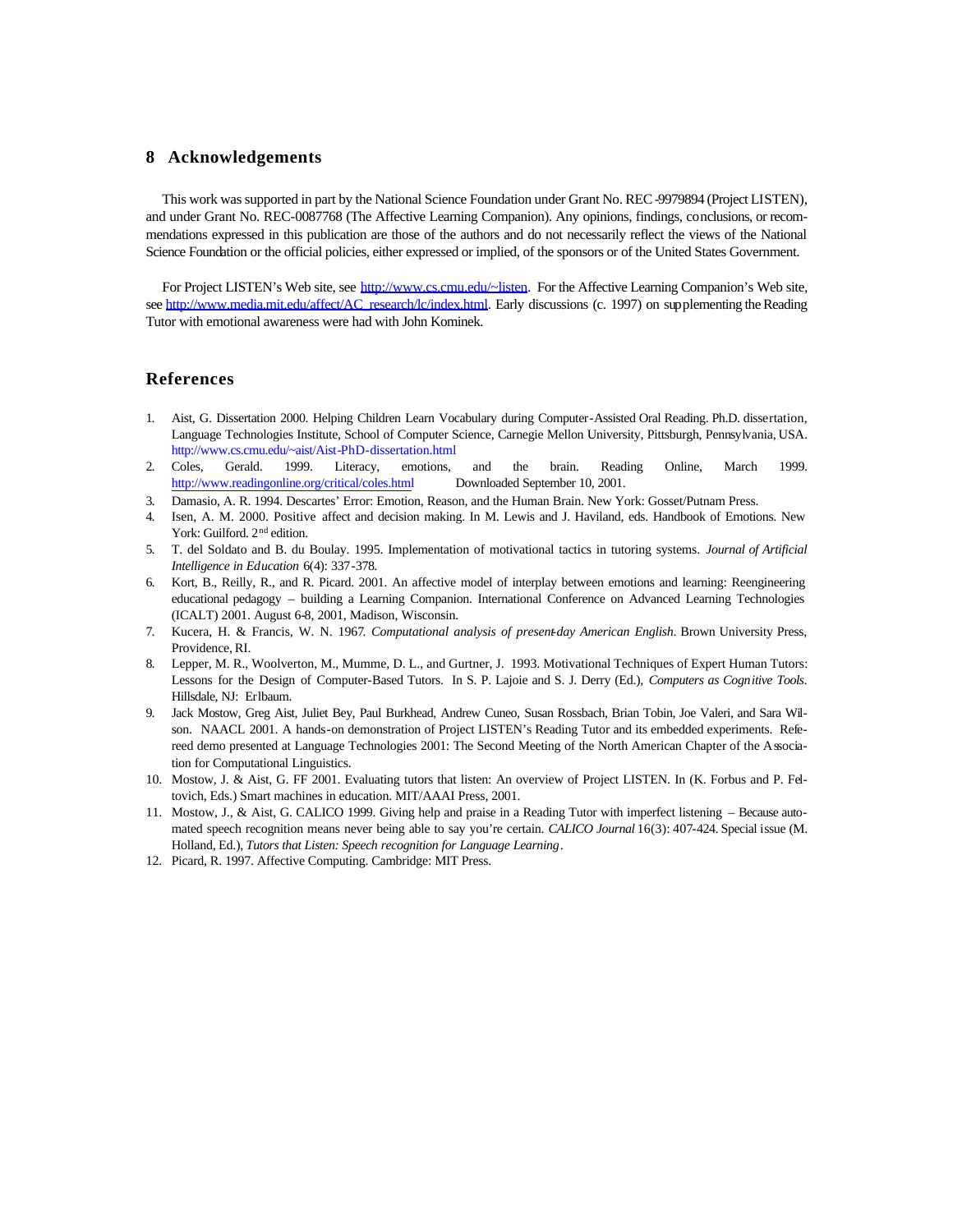## 8 Acknowledgements

This work was supported in part by the National Science Foundation under Grant No. REC-9979894 (Project LISTEN), and under Grant No. REC-0087768 (The Affective Learning Companion). Any opinions, findings, conclusions, or recommendations expressed in this publication are those of the authors and do not necessarily reflect the views of the National Science Foundation or the official policies, either expressed or implied, of the sponsors or of the United States Government.

For Project LISTEN's Web site, see http://www.cs.cmu.edu/~listen. For the Affective Learning Companion's Web site, see http://www.media.mit.edu/affect/AC_research/lc/index.html. Early discussions (c. 1997) on supplementing the Reading Tutor with emotional awareness were had with John Kominek.

## References

1. Aist, G. Dissertation 2000. Helping Children Learn Vocabulary during Computer-Assisted Oral Reading. Ph.D. dissertation, Language Technologies Institute, School of Computer Science, Carnegie Mellon University, Pittsburgh, Pennsylvania, USA. http://www.cs.cmu.edu/~aist/Aist-PhD-dissertation.html
2. Coles, Gerald. 1999. Literacy, emotions, and the brain. Reading Online, March 1999. http://www.readingonline.org/critical/coles.html Downloaded September 10, 2001.
3. Damasio, A. R. 1994. Descartes' Error: Emotion, Reason, and the Human Brain. New York: Gosset/Putnam Press.
4. Isen, A. M. 2000. Positive affect and decision making. In M. Lewis and J. Haviland, eds. Handbook of Emotions. New York: Guilford. 2nd edition.
5. T. del Soldato and B. du Boulay. 1995. Implementation of motivational tactics in tutoring systems. *Journal of Artificial Intelligence in Education* 6(4): 337-378.
6. Kort, B., Reilly, R., and R. Picard. 2001. An affective model of interplay between emotions and learning: Reengineering educational pedagogy – building a Learning Companion. International Conference on Advanced Learning Technologies (ICALT) 2001. August 6-8, 2001, Madison, Wisconsin.
7. Kucera, H. & Francis, W. N. 1967. *Computational analysis of present-day American English*. Brown University Press, Providence, RI.
8. Lepper, M. R., Woolverton, M., Mumme, D. L., and Gurtner, J. 1993. Motivational Techniques of Expert Human Tutors: Lessons for the Design of Computer-Based Tutors. In S. P. Lajoie and S. J. Derry (Ed.), *Computers as Cognitive Tools*. Hillsdale, NJ: Erlbaum.
9. Jack Mostow, Greg Aist, Juliet Bey, Paul Burkhead, Andrew Cuneo, Susan Rossbach, Brian Tobin, Joe Valeri, and Sara Wilson. NAACL 2001. A hands-on demonstration of Project LISTEN's Reading Tutor and its embedded experiments. Refereed demo presented at Language Technologies 2001: The Second Meeting of the North American Chapter of the Association for Computational Linguistics.
10. Mostow, J. & Aist, G. FF 2001. Evaluating tutors that listen: An overview of Project LISTEN. In (K. Forbus and P. Feltovich, Eds.) Smart machines in education. MIT/AAAI Press, 2001.
11. Mostow, J., & Aist, G. CALICO 1999. Giving help and praise in a Reading Tutor with imperfect listening – Because automated speech recognition means never being able to say you're certain. *CALICO Journal* 16(3): 407-424. Special issue (M. Holland, Ed.), *Tutors that Listen: Speech recognition for Language Learning*.
12. Picard, R. 1997. Affective Computing. Cambridge: MIT Press.